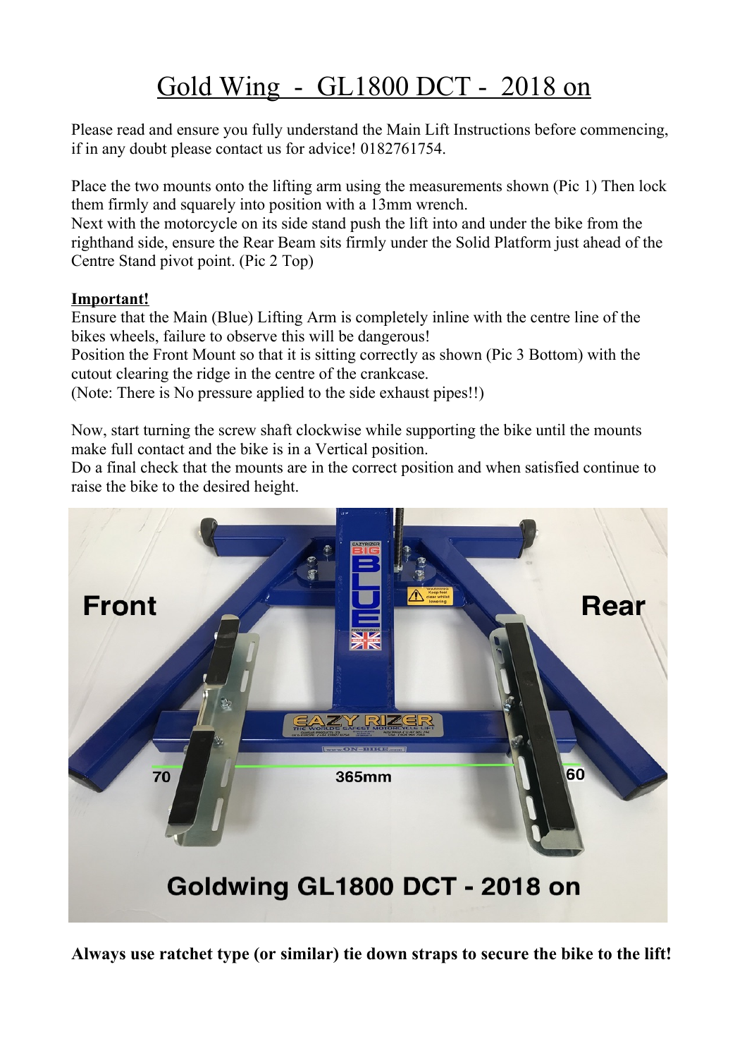# Gold Wing - GL1800 DCT - 2018 on

Please read and ensure you fully understand the Main Lift Instructions before commencing, if in any doubt please contact us for advice! 0182761754.

Place the two mounts onto the lifting arm using the measurements shown (Pic 1) Then lock them firmly and squarely into position with a 13mm wrench.
Next with the motorcycle on its side stand push the lift into and under the bike from the righthand side, ensure the Rear Beam sits firmly under the Solid Platform just ahead of the Centre Stand pivot point. (Pic 2 Top)

**Important!**
Ensure that the Main (Blue) Lifting Arm is completely inline with the centre line of the bikes wheels, failure to observe this will be dangerous!
Position the Front Mount so that it is sitting correctly as shown (Pic 3 Bottom) with the cutout clearing the ridge in the centre of the crankcase.
(Note: There is No pressure applied to the side exhaust pipes!!)

Now, start turning the screw shaft clockwise while supporting the bike until the mounts make full contact and the bike is in a Vertical position.
Do a final check that the mounts are in the correct position and when satisfied continue to raise the bike to the desired height.

**Always use ratchet type (or similar) tie down straps to secure the bike to the lift!**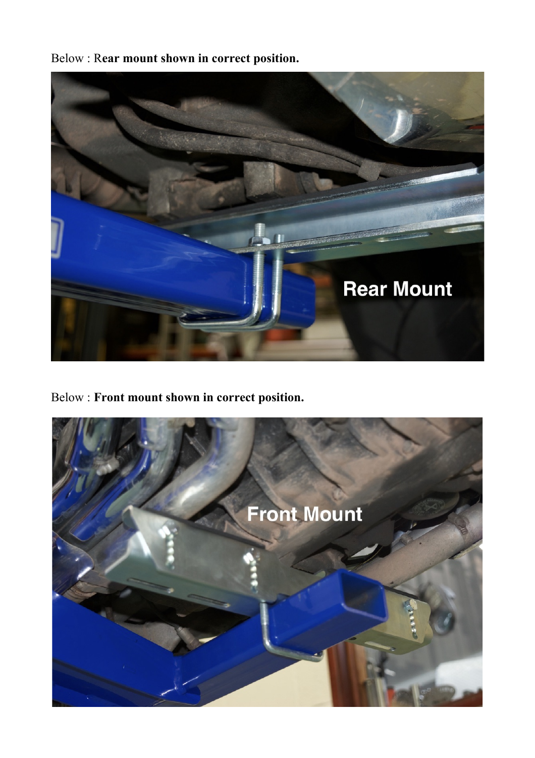Below : R**ear mount shown in correct position.**

Below : **Front mount shown in correct position.**